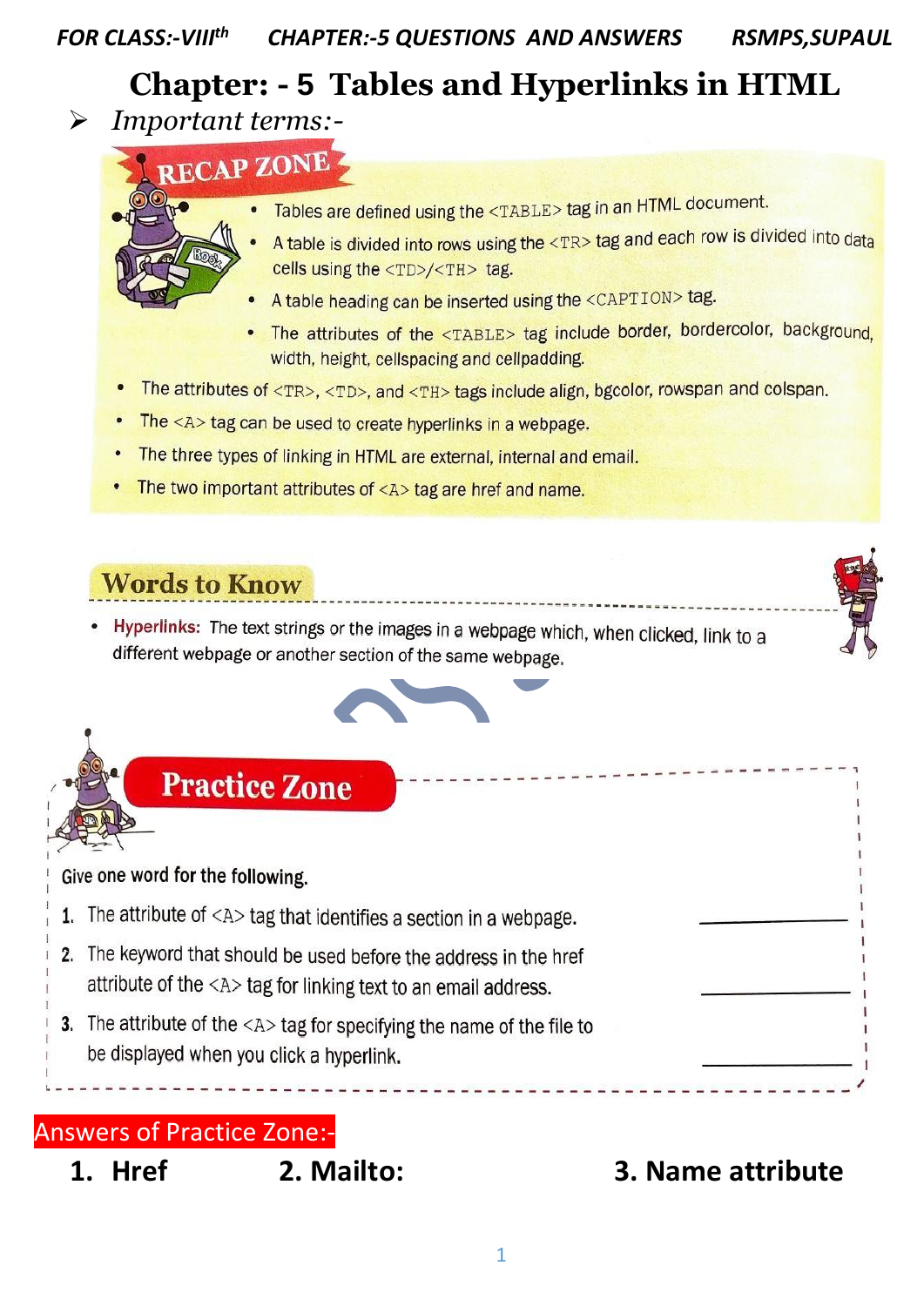# Chapter: - 5 Tables and Hyperlinks in HTML

- *Important terms:-*

## RECAP ZONE

- Tables are defined using the <TABLE> tag in an HTML document.
- A table is divided into rows using the <TR> tag and each row is divided into data cells using the <TD>/<TH> tag.
- A table heading can be inserted using the <CAPTION> tag.
- The attributes of the <TABLE> tag include border, bordercolor, background, width, height, cellspacing and cellpadding.
- The attributes of <TR>, <TD>, and <TH> tags include align, bgcolor, rowspan and colspan.
- The <A> tag can be used to create hyperlinks in a webpage.
- The three types of linking in HTML are external, internal and email.
- The two important attributes of <A> tag are href and name.

## Words to Know

- **Hyperlinks:** The text strings or the images in a webpage which, when clicked, link to a different webpage or another section of the same webpage.

## Practice Zone

Give one word for the following.

1. The attribute of <A> tag that identifies a section in a webpage. ____________
2. The keyword that should be used before the address in the href attribute of the <A> tag for linking text to an email address. ____________
3. The attribute of the <A> tag for specifying the name of the file to be displayed when you click a hyperlink. ____________

**Answers of Practice Zone:-**

**1. Href** **2. Mailto:** **3. Name attribute**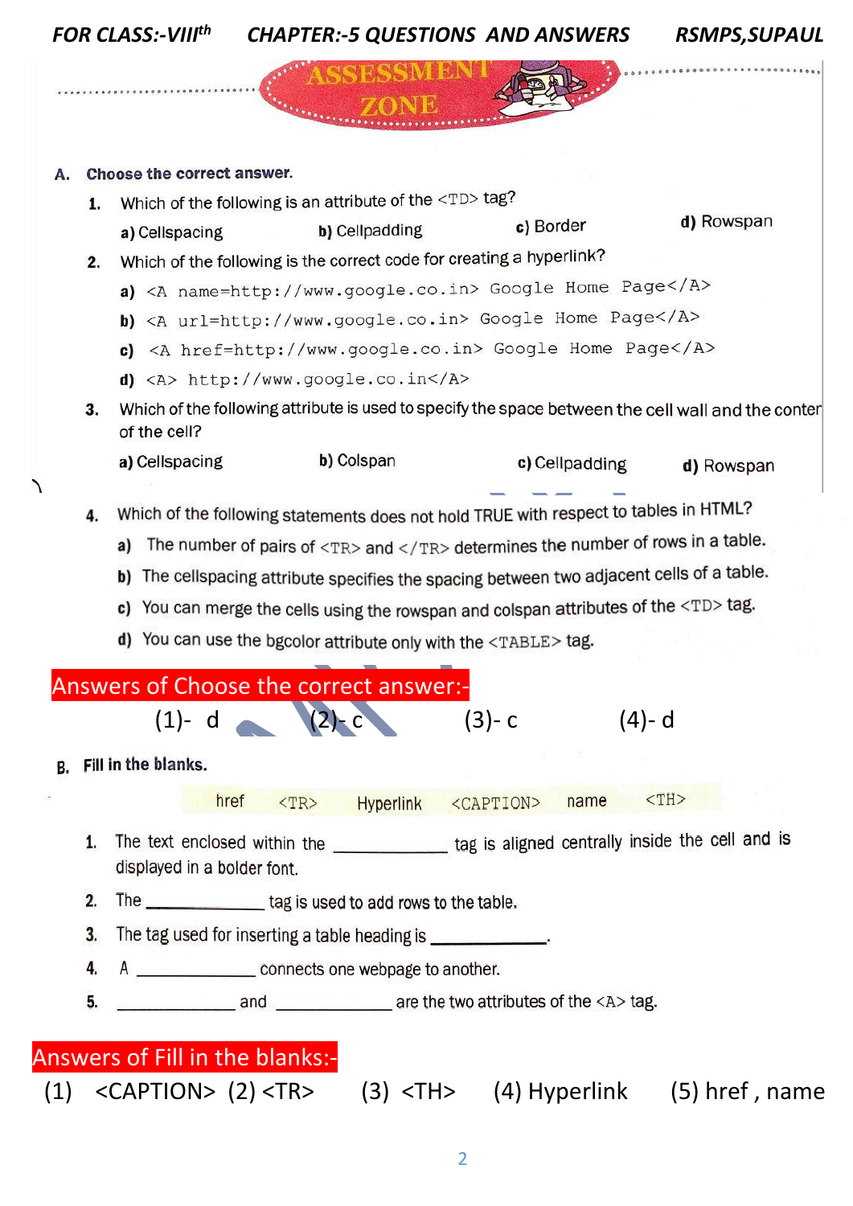## ASSESSMENT ZONE

### A. Choose the correct answer.

1. Which of the following is an attribute of the <TD> tag?

   **a)** Cellspacing **b)** Cellpadding **c)** Border **d)** Rowspan

2. Which of the following is the correct code for creating a hyperlink?

   **a)** `<A name=http://www.google.co.in> Google Home Page</A>`

   **b)** `<A url=http://www.google.co.in> Google Home Page</A>`

   **c)** `<A href=http://www.google.co.in> Google Home Page</A>`

   **d)** `<A> http://www.google.co.in</A>`

3. Which of the following attribute is used to specify the space between the cell wall and the conter of the cell?

   **a)** Cellspacing **b)** Colspan **c)** Cellpadding **d)** Rowspan

4. Which of the following statements does not hold TRUE with respect to tables in HTML?

   **a)** The number of pairs of <TR> and </TR> determines the number of rows in a table.

   **b)** The cellspacing attribute specifies the spacing between two adjacent cells of a table.

   **c)** You can merge the cells using the rowspan and colspan attributes of the <TD> tag.

   **d)** You can use the bgcolor attribute only with the <TABLE> tag.

**Answers of Choose the correct answer:-**

(1)- d (2)- c (3)- c (4)- d

### B. Fill in the blanks.

href <TR> Hyperlink <CAPTION> name <TH>

1. The text enclosed within the ____________ tag is aligned centrally inside the cell and is displayed in a bolder font.
2. The ____________ tag is used to add rows to the table.
3. The tag used for inserting a table heading is ____________.
4. A ____________ connects one webpage to another.
5. ____________ and ____________ are the two attributes of the <A> tag.

**Answers of Fill in the blanks:-**

(1) <CAPTION> (2) <TR> (3) <TH> (4) Hyperlink (5) href , name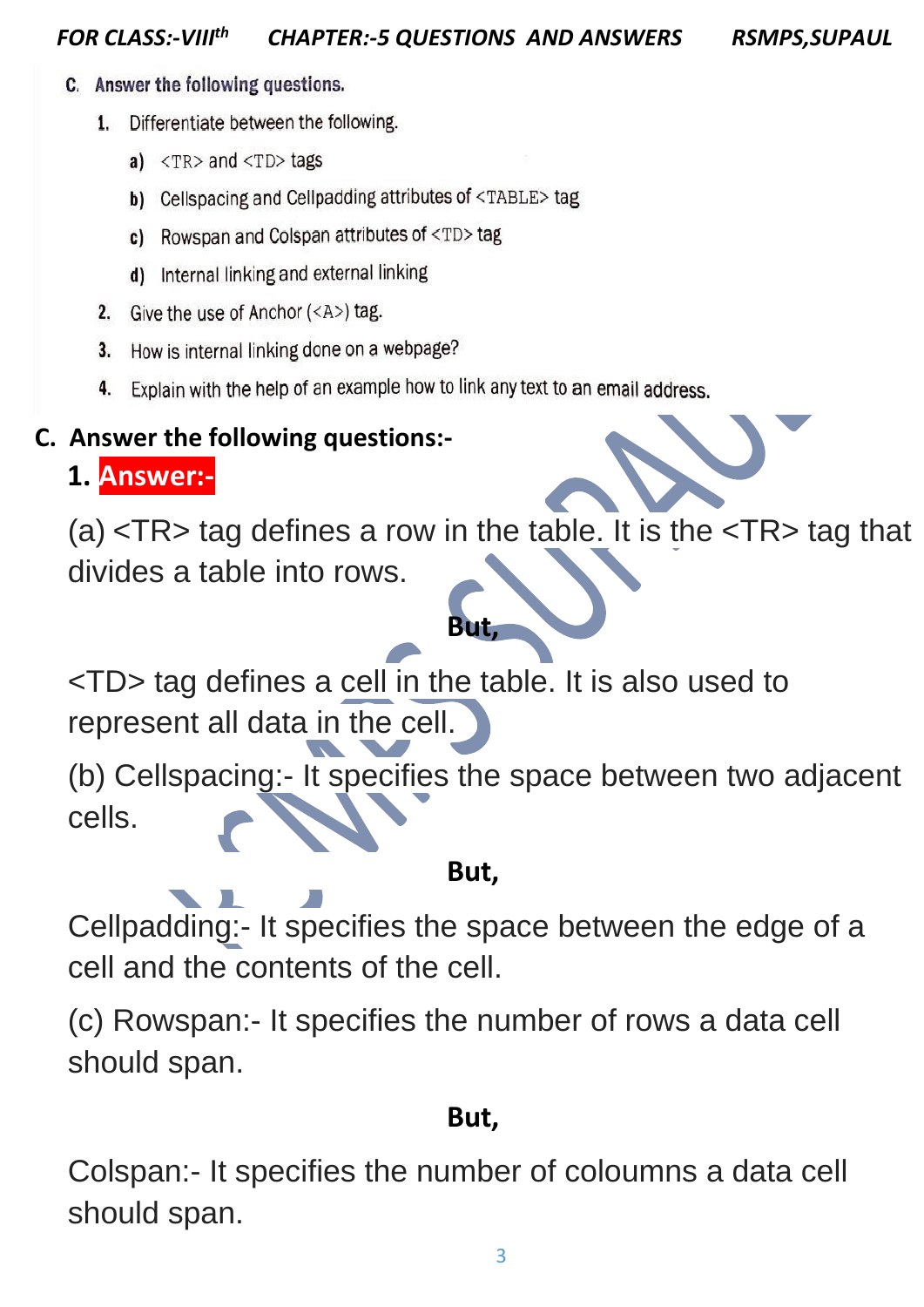**C. Answer the following questions.**

1. Differentiate between the following.
   - a) <TR> and <TD> tags
   - b) Cellspacing and Cellpadding attributes of <TABLE> tag
   - c) Rowspan and Colspan attributes of <TD> tag
   - d) Internal linking and external linking
2. Give the use of Anchor (<A>) tag.
3. How is internal linking done on a webpage?
4. Explain with the help of an example how to link any text to an email address.

**C. Answer the following questions:-**

**1. Answer:-**

(a) <TR> tag defines a row in the table. It is the <TR> tag that divides a table into rows.

**But,**

<TD> tag defines a cell in the table. It is also used to represent all data in the cell.

(b) Cellspacing:- It specifies the space between two adjacent cells.

**But,**

Cellpadding:- It specifies the space between the edge of a cell and the contents of the cell.

(c) Rowspan:- It specifies the number of rows a data cell should span.

**But,**

Colspan:- It specifies the number of coloumns a data cell should span.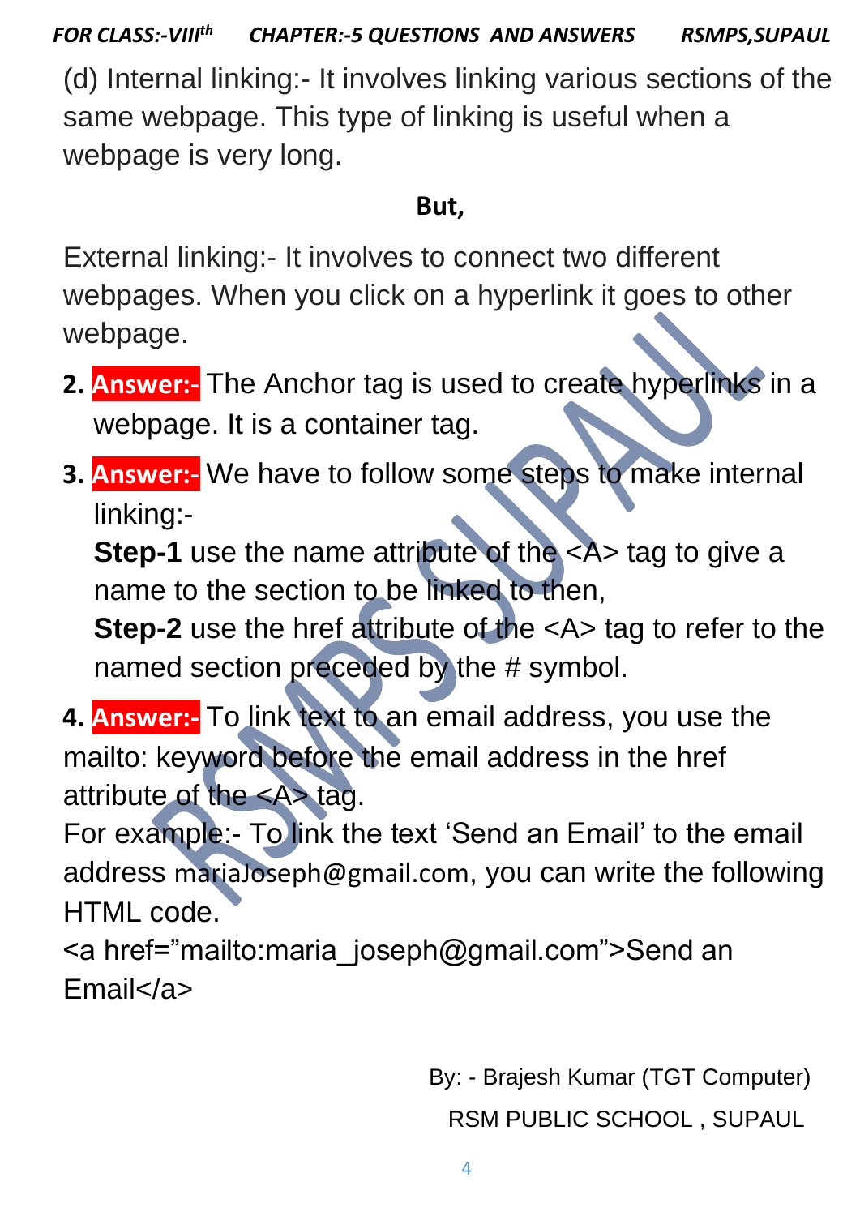(d) Internal linking:- It involves linking various sections of the same webpage. This type of linking is useful when a webpage is very long.

**But,**

External linking:- It involves to connect two different webpages. When you click on a hyperlink it goes to other webpage.

2. **Answer:-** The Anchor tag is used to create hyperlinks in a webpage. It is a container tag.

3. **Answer:-** We have to follow some steps to make internal linking:-
   **Step-1** use the name attribute of the <A> tag to give a name to the section to be linked to then,
   **Step-2** use the href attribute of the <A> tag to refer to the named section preceded by the # symbol.

4. **Answer:-** To link text to an email address, you use the mailto: keyword before the email address in the href attribute of the <A> tag.
For example:- To link the text 'Send an Email' to the email address mariaJoseph@gmail.com, you can write the following HTML code.

```
<a href="mailto:maria_joseph@gmail.com">Send an Email</a>
```

By: - Brajesh Kumar (TGT Computer)
RSM PUBLIC SCHOOL , SUPAUL